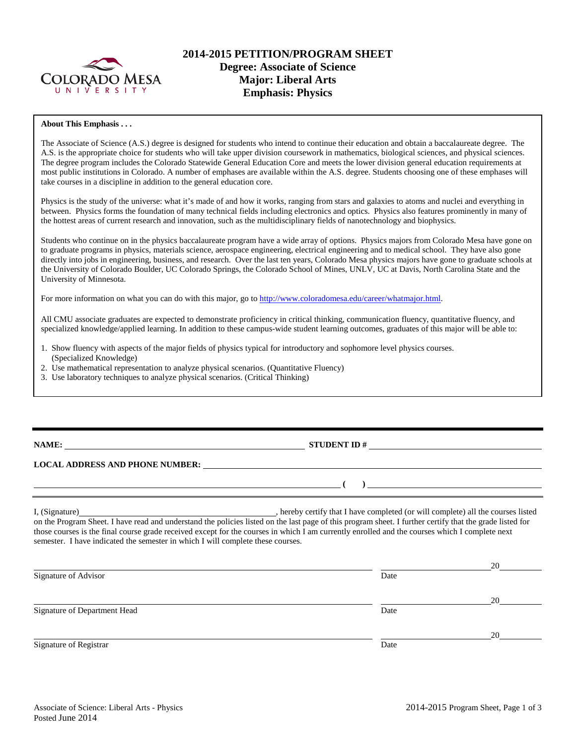# 2014-2015 PETITION/PROGRAM SHEET
## Degree: Associate of Science
## Major: Liberal Arts
## Emphasis: Physics

**About This Emphasis . . .**

The Associate of Science (A.S.) degree is designed for students who intend to continue their education and obtain a baccalaureate degree. The A.S. is the appropriate choice for students who will take upper division coursework in mathematics, biological sciences, and physical sciences. The degree program includes the Colorado Statewide General Education Core and meets the lower division general education requirements at most public institutions in Colorado. A number of emphases are available within the A.S. degree. Students choosing one of these emphases will take courses in a discipline in addition to the general education core.

Physics is the study of the universe: what it's made of and how it works, ranging from stars and galaxies to atoms and nuclei and everything in between. Physics forms the foundation of many technical fields including electronics and optics. Physics also features prominently in many of the hottest areas of current research and innovation, such as the multidisciplinary fields of nanotechnology and biophysics.

Students who continue on in the physics baccalaureate program have a wide array of options. Physics majors from Colorado Mesa have gone on to graduate programs in physics, materials science, aerospace engineering, electrical engineering and to medical school. They have also gone directly into jobs in engineering, business, and research. Over the last ten years, Colorado Mesa physics majors have gone to graduate schools at the University of Colorado Boulder, UC Colorado Springs, the Colorado School of Mines, UNLV, UC at Davis, North Carolina State and the University of Minnesota.

For more information on what you can do with this major, go to http://www.coloradomesa.edu/career/whatmajor.html.

All CMU associate graduates are expected to demonstrate proficiency in critical thinking, communication fluency, quantitative fluency, and specialized knowledge/applied learning. In addition to these campus-wide student learning outcomes, graduates of this major will be able to:

1. Show fluency with aspects of the major fields of physics typical for introductory and sophomore level physics courses. (Specialized Knowledge)
2. Use mathematical representation to analyze physical scenarios. (Quantitative Fluency)
3. Use laboratory techniques to analyze physical scenarios. (Critical Thinking)

---

**NAME:** ______________________________ **STUDENT ID #** ______________________________

**LOCAL ADDRESS AND PHONE NUMBER:** ______________________________

______________________________ **(    )** ______________________________

I, (Signature)______________________________, hereby certify that I have completed (or will complete) all the courses listed on the Program Sheet. I have read and understand the policies listed on the last page of this program sheet. I further certify that the grade listed for those courses is the final course grade received except for the courses in which I am currently enrolled and the courses which I complete next semester. I have indicated the semester in which I will complete these courses.

______________________________ ______________ 20______
Signature of Advisor Date

______________________________ ______________ 20______
Signature of Department Head Date

______________________________ ______________ 20______
Signature of Registrar Date

Associate of Science: Liberal Arts - Physics
Posted June 2014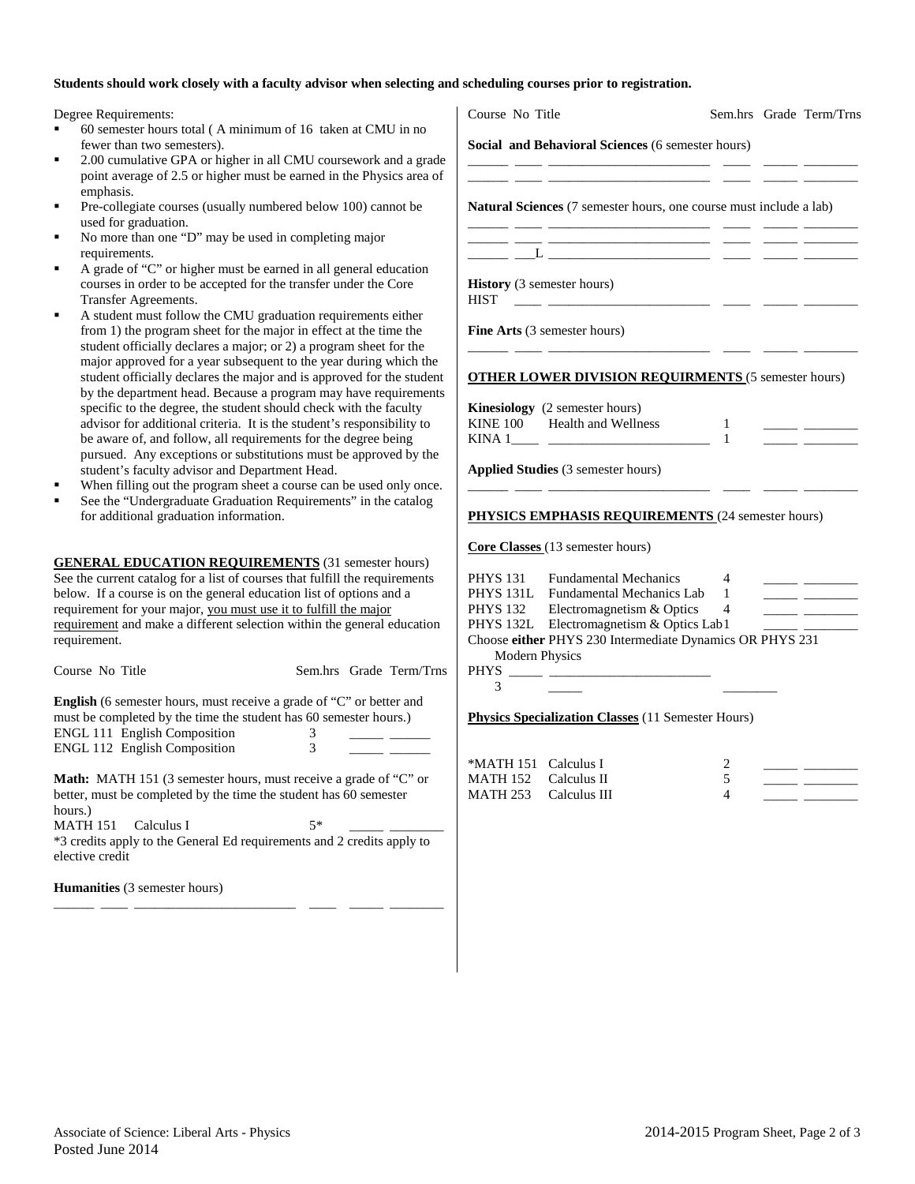**Students should work closely with a faculty advisor when selecting and scheduling courses prior to registration.**

Degree Requirements:

- 60 semester hours total ( A minimum of 16 taken at CMU in no fewer than two semesters).
- 2.00 cumulative GPA or higher in all CMU coursework and a grade point average of 2.5 or higher must be earned in the Physics area of emphasis.
- Pre-collegiate courses (usually numbered below 100) cannot be used for graduation.
- No more than one "D" may be used in completing major requirements.
- A grade of "C" or higher must be earned in all general education courses in order to be accepted for the transfer under the Core Transfer Agreements.
- A student must follow the CMU graduation requirements either from 1) the program sheet for the major in effect at the time the student officially declares a major; or 2) a program sheet for the major approved for a year subsequent to the year during which the student officially declares the major and is approved for the student by the department head. Because a program may have requirements specific to the degree, the student should check with the faculty advisor for additional criteria. It is the student's responsibility to be aware of, and follow, all requirements for the degree being pursued. Any exceptions or substitutions must be approved by the student's faculty advisor and Department Head.
- When filling out the program sheet a course can be used only once.
- See the "Undergraduate Graduation Requirements" in the catalog for additional graduation information.

**GENERAL EDUCATION REQUIREMENTS** (31 semester hours) See the current catalog for a list of courses that fulfill the requirements below. If a course is on the general education list of options and a requirement for your major, you must use it to fulfill the major requirement and make a different selection within the general education requirement.

| Course | No | Title | Sem.hrs | Grade | Term/Trns |
|---|---|---|---|---|---|

**English** (6 semester hours, must receive a grade of "C" or better and must be completed by the time the student has 60 semester hours.)

| Course No | Title | Sem.hrs | Grade | Term/Trns |
|---|---|---|---|---|
| ENGL 111 | English Composition | 3 | _____ | ______ |
| ENGL 112 | English Composition | 3 | _____ | ______ |

**Math:** MATH 151 (3 semester hours, must receive a grade of "C" or better, must be completed by the time the student has 60 semester hours.)

| Course No | Title | Sem.hrs | Grade | Term/Trns |
|---|---|---|---|---|
| MATH 151 | Calculus I | 5* | _____ | ________ |

*3 credits apply to the General Ed requirements and 2 credits apply to elective credit

**Humanities** (3 semester hours)

______ ____ ________________________ ____ _____ ________

| Course | No | Title | Sem.hrs | Grade | Term/Trns |
|---|---|---|---|---|---|

**Social and Behavioral Sciences** (6 semester hours)

______ ____ ________________________ ____ _____ ________
______ ____ ________________________ ____ _____ ________

**Natural Sciences** (7 semester hours, one course must include a lab)

______ ____ ________________________ ____ _____ ________
______ ____ ________________________ ____ _____ ________
______ ___L ________________________ ____ _____ ________

**History** (3 semester hours)

HIST ____ ________________________ ____ _____ ________

**Fine Arts** (3 semester hours)

______ ____ ________________________ ____ _____ ________

**OTHER LOWER DIVISION REQUIRMENTS** (5 semester hours)

**Kinesiology** (2 semester hours)

| Course No | Title | Sem.hrs | Grade | Term/Trns |
|---|---|---|---|---|
| KINE 100 | Health and Wellness | 1 | _____ | ________ |
| KINA 1____ | ________________________ | 1 | _____ | ________ |

**Applied Studies** (3 semester hours)

______ ____ ________________________ ____ _____ ________

**PHYSICS EMPHASIS REQUIREMENTS** (24 semester hours)

**Core Classes** (13 semester hours)

| Course No | Title | Sem.hrs | Grade | Term/Trns |
|---|---|---|---|---|
| PHYS 131 | Fundamental Mechanics | 4 | _____ | ________ |
| PHYS 131L | Fundamental Mechanics Lab | 1 | _____ | ________ |
| PHYS 132 | Electromagnetism & Optics | 4 | _____ | ________ |
| PHYS 132L | Electromagnetism & Optics Lab | 1 | _____ | ________ |

Choose **either** PHYS 230 Intermediate Dynamics OR PHYS 231 Modern Physics

PHYS _____ ________________________ 3 _____ ________

**Physics Specialization Classes** (11 Semester Hours)

| Course No | Title | Sem.hrs | Grade | Term/Trns |
|---|---|---|---|---|
| *MATH 151 | Calculus I | 2 | _____ | ________ |
| MATH 152 | Calculus II | 5 | _____ | ________ |
| MATH 253 | Calculus III | 4 | _____ | ________ |

Associate of Science: Liberal Arts - Physics
Posted June 2014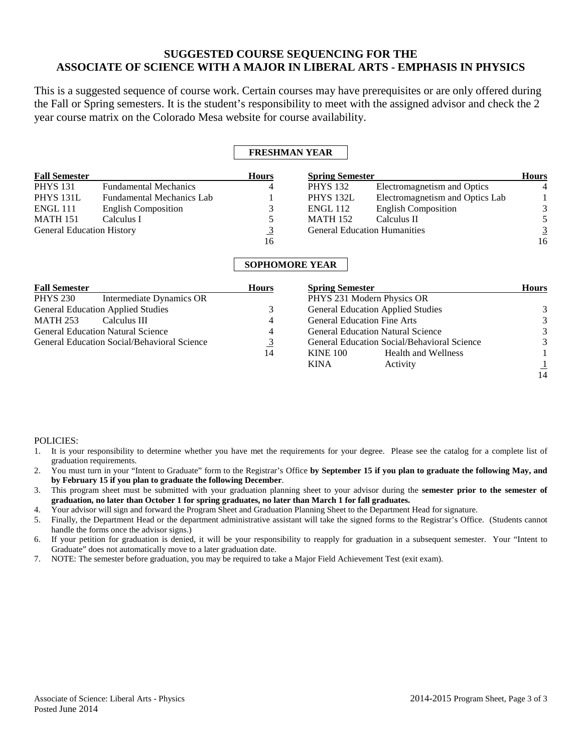# SUGGESTED COURSE SEQUENCING FOR THE ASSOCIATE OF SCIENCE WITH A MAJOR IN LIBERAL ARTS - EMPHASIS IN PHYSICS

This is a suggested sequence of course work. Certain courses may have prerequisites or are only offered during the Fall or Spring semesters. It is the student's responsibility to meet with the assigned advisor and check the 2 year course matrix on the Colorado Mesa website for course availability.

## FRESHMAN YEAR

| Fall Semester | | Hours | Spring Semester | | Hours |
|---|---|---|---|---|---|
| PHYS 131 | Fundamental Mechanics | 4 | PHYS 132 | Electromagnetism and Optics | 4 |
| PHYS 131L | Fundamental Mechanics Lab | 1 | PHYS 132L | Electromagnetism and Optics Lab | 1 |
| ENGL 111 | English Composition | 3 | ENGL 112 | English Composition | 3 |
| MATH 151 | Calculus I | 5 | MATH 152 | Calculus II | 5 |
| General Education History | | 3 | General Education Humanities | | 3 |
| | | 16 | | | 16 |

## SOPHOMORE YEAR

| Fall Semester | | Hours | Spring Semester | | Hours |
|---|---|---|---|---|---|
| PHYS 230 | Intermediate Dynamics OR | | PHYS 231 Modern Physics OR | | |
| General Education Applied Studies | | 3 | General Education Applied Studies | | 3 |
| MATH 253 | Calculus III | 4 | General Education Fine Arts | | 3 |
| General Education Natural Science | | 4 | General Education Natural Science | | 3 |
| General Education Social/Behavioral Science | | 3 | General Education Social/Behavioral Science | | 3 |
| | | 14 | KINE 100 | Health and Wellness | 1 |
| | | | KINA | Activity | 1 |
| | | | | | 14 |

POLICIES:

1. It is your responsibility to determine whether you have met the requirements for your degree. Please see the catalog for a complete list of graduation requirements.
2. You must turn in your "Intent to Graduate" form to the Registrar's Office **by September 15 if you plan to graduate the following May, and by February 15 if you plan to graduate the following December**.
3. This program sheet must be submitted with your graduation planning sheet to your advisor during the **semester prior to the semester of graduation, no later than October 1 for spring graduates, no later than March 1 for fall graduates.**
4. Your advisor will sign and forward the Program Sheet and Graduation Planning Sheet to the Department Head for signature.
5. Finally, the Department Head or the department administrative assistant will take the signed forms to the Registrar's Office. (Students cannot handle the forms once the advisor signs.)
6. If your petition for graduation is denied, it will be your responsibility to reapply for graduation in a subsequent semester. Your "Intent to Graduate" does not automatically move to a later graduation date.
7. NOTE: The semester before graduation, you may be required to take a Major Field Achievement Test (exit exam).